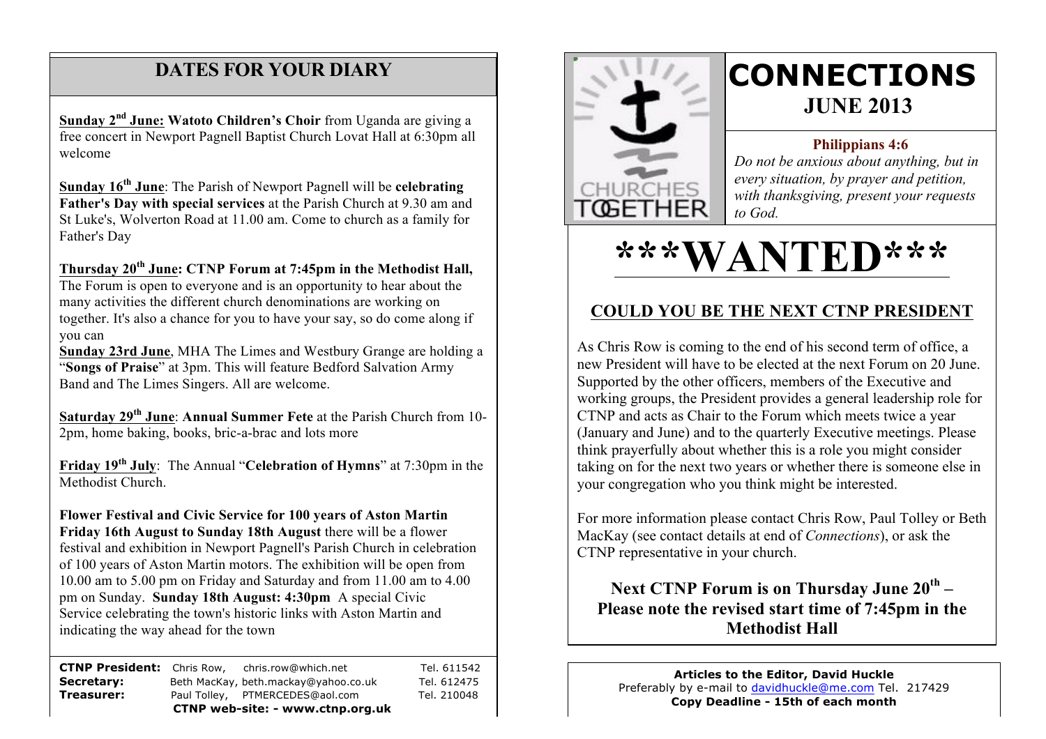## DATES FOR YOUR DIARY

**Sunday 2nd June: Watoto Children's Choir** from Uganda are giving a free concert in Newport Pagnell Baptist Church Lovat Hall at 6:30pm all welcome

**Sunday 16th June**: The Parish of Newport Pagnell will be **celebrating Father's Day with special services** at the Parish Church at 9.30 am and St Luke's, Wolverton Road at 11.00 am. Come to church as a family for Father's Day

**Thursday 20th June: CTNP Forum at 7:45pm in the Methodist Hall,** The Forum is open to everyone and is an opportunity to hear about the many activities the different church denominations are working on together. It's also a chance for you to have your say, so do come along if you can

**Sunday 23rd June**, MHA The Limes and Westbury Grange are holding a "**Songs of Praise**" at 3pm. This will feature Bedford Salvation Army Band and The Limes Singers. All are welcome.

**Saturday 29th June**: **Annual Summer Fete** at the Parish Church from 10-2pm, home baking, books, bric-a-brac and lots more

**Friday 19th July**: The Annual "**Celebration of Hymns**" at 7:30pm in the Methodist Church.

**Flower Festival and Civic Service for 100 years of Aston Martin**
**Friday 16th August to Sunday 18th August** there will be a flower festival and exhibition in Newport Pagnell's Parish Church in celebration of 100 years of Aston Martin motors. The exhibition will be open from 10.00 am to 5.00 pm on Friday and Saturday and from 11.00 am to 4.00 pm on Sunday. **Sunday 18th August: 4:30pm** A special Civic Service celebrating the town's historic links with Aston Martin and indicating the way ahead for the town

| | | |
|---|---|---|
| **CTNP President:** | Chris Row, chris.row@which.net | Tel. 611542 |
| **Secretary:** | Beth MacKay, beth.mackay@yahoo.co.uk | Tel. 612475 |
| **Treasurer:** | Paul Tolley, PTMERCEDES@aol.com | Tel. 210048 |

**CTNP web-site: - www.ctnp.org.uk**

CHURCHES TOGETHER

# CONNECTIONS
## JUNE 2013

**Philippians 4:6**
*Do not be anxious about anything, but in every situation, by prayer and petition, with thanksgiving, present your requests to God.*

# ***WANTED***

## COULD YOU BE THE NEXT CTNP PRESIDENT

As Chris Row is coming to the end of his second term of office, a new President will have to be elected at the next Forum on 20 June. Supported by the other officers, members of the Executive and working groups, the President provides a general leadership role for CTNP and acts as Chair to the Forum which meets twice a year (January and June) and to the quarterly Executive meetings. Please think prayerfully about whether this is a role you might consider taking on for the next two years or whether there is someone else in your congregation who you think might be interested.

For more information please contact Chris Row, Paul Tolley or Beth MacKay (see contact details at end of *Connections*), or ask the CTNP representative in your church.

**Next CTNP Forum is on Thursday June 20th – Please note the revised start time of 7:45pm in the Methodist Hall**

**Articles to the Editor, David Huckle**
Preferably by e-mail to davidhuckle@me.com Tel. 217429
**Copy Deadline - 15th of each month**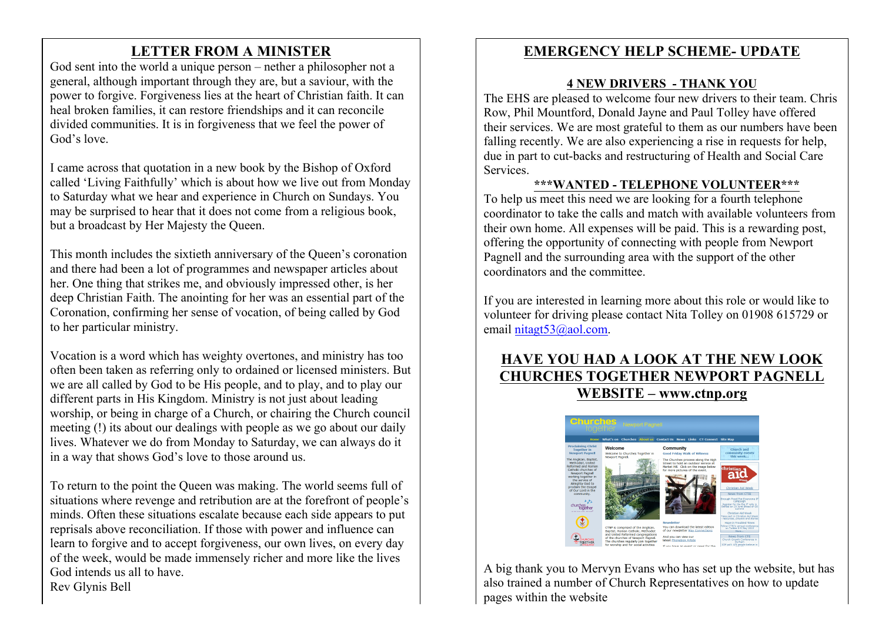# LETTER FROM A MINISTER

God sent into the world a unique person – nether a philosopher not a general, although important through they are, but a saviour, with the power to forgive. Forgiveness lies at the heart of Christian faith. It can heal broken families, it can restore friendships and it can reconcile divided communities. It is in forgiveness that we feel the power of God's love.

I came across that quotation in a new book by the Bishop of Oxford called 'Living Faithfully' which is about how we live out from Monday to Saturday what we hear and experience in Church on Sundays. You may be surprised to hear that it does not come from a religious book, but a broadcast by Her Majesty the Queen.

This month includes the sixtieth anniversary of the Queen's coronation and there had been a lot of programmes and newspaper articles about her. One thing that strikes me, and obviously impressed other, is her deep Christian Faith. The anointing for her was an essential part of the Coronation, confirming her sense of vocation, of being called by God to her particular ministry.

Vocation is a word which has weighty overtones, and ministry has too often been taken as referring only to ordained or licensed ministers. But we are all called by God to be His people, and to play, and to play our different parts in His Kingdom. Ministry is not just about leading worship, or being in charge of a Church, or chairing the Church council meeting (!) its about our dealings with people as we go about our daily lives. Whatever we do from Monday to Saturday, we can always do it in a way that shows God's love to those around us.

To return to the point the Queen was making. The world seems full of situations where revenge and retribution are at the forefront of people's minds. Often these situations escalate because each side appears to put reprisals above reconciliation. If those with power and influence can learn to forgive and to accept forgiveness, our own lives, on every day of the week, would be made immensely richer and more like the lives God intends us all to have.

Rev Glynis Bell

# EMERGENCY HELP SCHEME- UPDATE

## 4 NEW DRIVERS - THANK YOU

The EHS are pleased to welcome four new drivers to their team. Chris Row, Phil Mountford, Donald Jayne and Paul Tolley have offered their services. We are most grateful to them as our numbers have been falling recently. We are also experiencing a rise in requests for help, due in part to cut-backs and restructuring of Health and Social Care Services.

## ***WANTED - TELEPHONE VOLUNTEER***

To help us meet this need we are looking for a fourth telephone coordinator to take the calls and match with available volunteers from their own home. All expenses will be paid. This is a rewarding post, offering the opportunity of connecting with people from Newport Pagnell and the surrounding area with the support of the other coordinators and the committee.

If you are interested in learning more about this role or would like to volunteer for driving please contact Nita Tolley on 01908 615729 or email nitagt53@aol.com.

# HAVE YOU HAD A LOOK AT THE NEW LOOK CHURCHES TOGETHER NEWPORT PAGNELL WEBSITE – www.ctnp.org

A big thank you to Mervyn Evans who has set up the website, but has also trained a number of Church Representatives on how to update pages within the website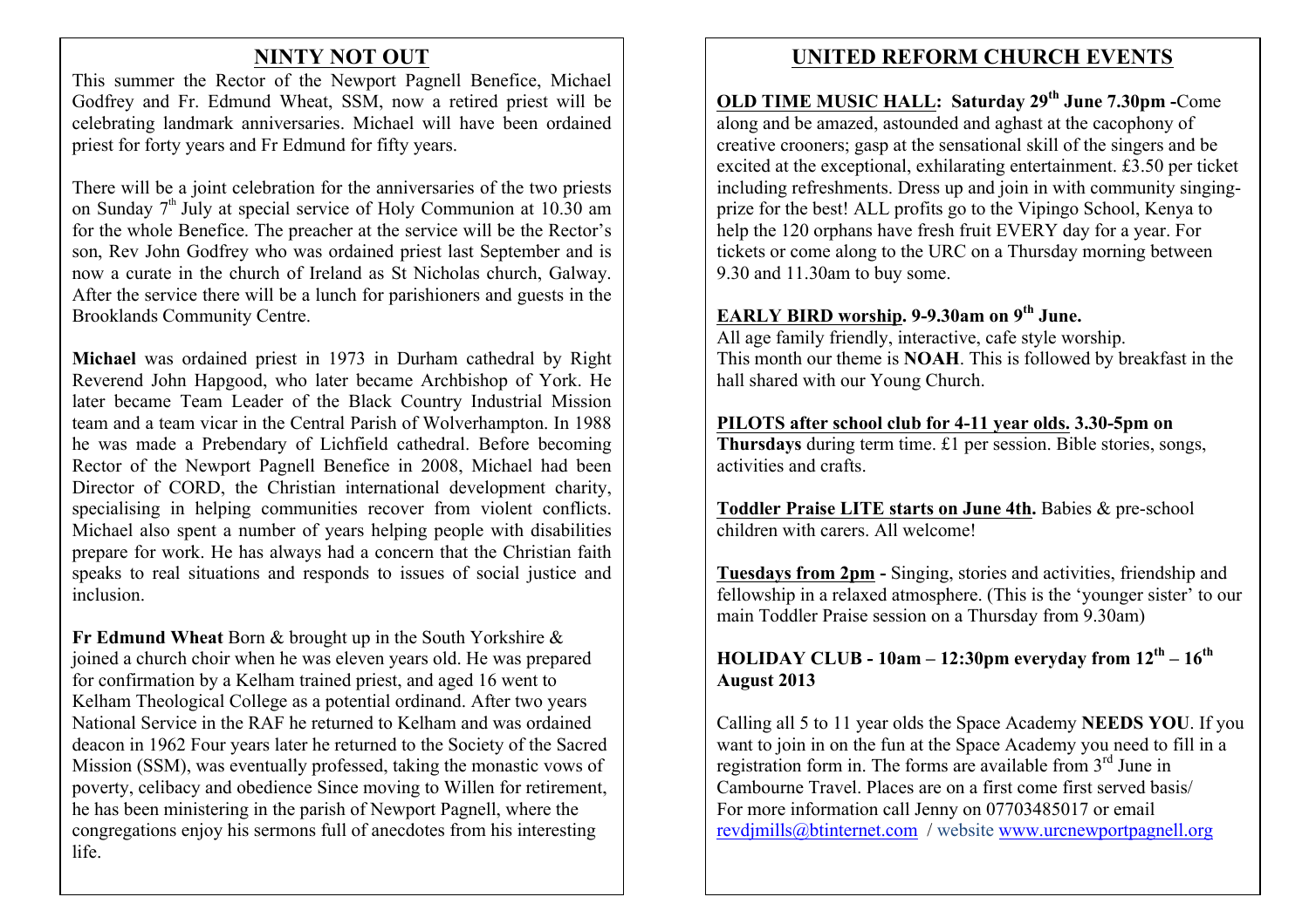## NINTY NOT OUT

This summer the Rector of the Newport Pagnell Benefice, Michael Godfrey and Fr. Edmund Wheat, SSM, now a retired priest will be celebrating landmark anniversaries. Michael will have been ordained priest for forty years and Fr Edmund for fifty years.

There will be a joint celebration for the anniversaries of the two priests on Sunday 7th July at special service of Holy Communion at 10.30 am for the whole Benefice. The preacher at the service will be the Rector's son, Rev John Godfrey who was ordained priest last September and is now a curate in the church of Ireland as St Nicholas church, Galway. After the service there will be a lunch for parishioners and guests in the Brooklands Community Centre.

**Michael** was ordained priest in 1973 in Durham cathedral by Right Reverend John Hapgood, who later became Archbishop of York. He later became Team Leader of the Black Country Industrial Mission team and a team vicar in the Central Parish of Wolverhampton. In 1988 he was made a Prebendary of Lichfield cathedral. Before becoming Rector of the Newport Pagnell Benefice in 2008, Michael had been Director of CORD, the Christian international development charity, specialising in helping communities recover from violent conflicts. Michael also spent a number of years helping people with disabilities prepare for work. He has always had a concern that the Christian faith speaks to real situations and responds to issues of social justice and inclusion.

**Fr Edmund Wheat** Born & brought up in the South Yorkshire & joined a church choir when he was eleven years old. He was prepared for confirmation by a Kelham trained priest, and aged 16 went to Kelham Theological College as a potential ordinand. After two years National Service in the RAF he returned to Kelham and was ordained deacon in 1962 Four years later he returned to the Society of the Sacred Mission (SSM), was eventually professed, taking the monastic vows of poverty, celibacy and obedience Since moving to Willen for retirement, he has been ministering in the parish of Newport Pagnell, where the congregations enjoy his sermons full of anecdotes from his interesting life.

## UNITED REFORM CHURCH EVENTS

**OLD TIME MUSIC HALL: Saturday 29th June 7.30pm -** Come along and be amazed, astounded and aghast at the cacophony of creative crooners; gasp at the sensational skill of the singers and be excited at the exceptional, exhilarating entertainment. £3.50 per ticket including refreshments. Dress up and join in with community singing-prize for the best! ALL profits go to the Vipingo School, Kenya to help the 120 orphans have fresh fruit EVERY day for a year. For tickets or come along to the URC on a Thursday morning between 9.30 and 11.30am to buy some.

**EARLY BIRD worship. 9-9.30am on 9th June.**
All age family friendly, interactive, cafe style worship.
This month our theme is **NOAH**. This is followed by breakfast in the hall shared with our Young Church.

**PILOTS after school club for 4-11 year olds. 3.30-5pm on Thursdays** during term time. £1 per session. Bible stories, songs, activities and crafts.

**Toddler Praise LITE starts on June 4th.** Babies & pre-school children with carers. All welcome!

**Tuesdays from 2pm -** Singing, stories and activities, friendship and fellowship in a relaxed atmosphere. (This is the 'younger sister' to our main Toddler Praise session on a Thursday from 9.30am)

**HOLIDAY CLUB - 10am – 12:30pm everyday from 12th – 16th August 2013**

Calling all 5 to 11 year olds the Space Academy **NEEDS YOU**. If you want to join in on the fun at the Space Academy you need to fill in a registration form in. The forms are available from 3rd June in Cambourne Travel. Places are on a first come first served basis/
For more information call Jenny on 07703485017 or email revdjmills@btinternet.com / website www.urcnewportpagnell.org